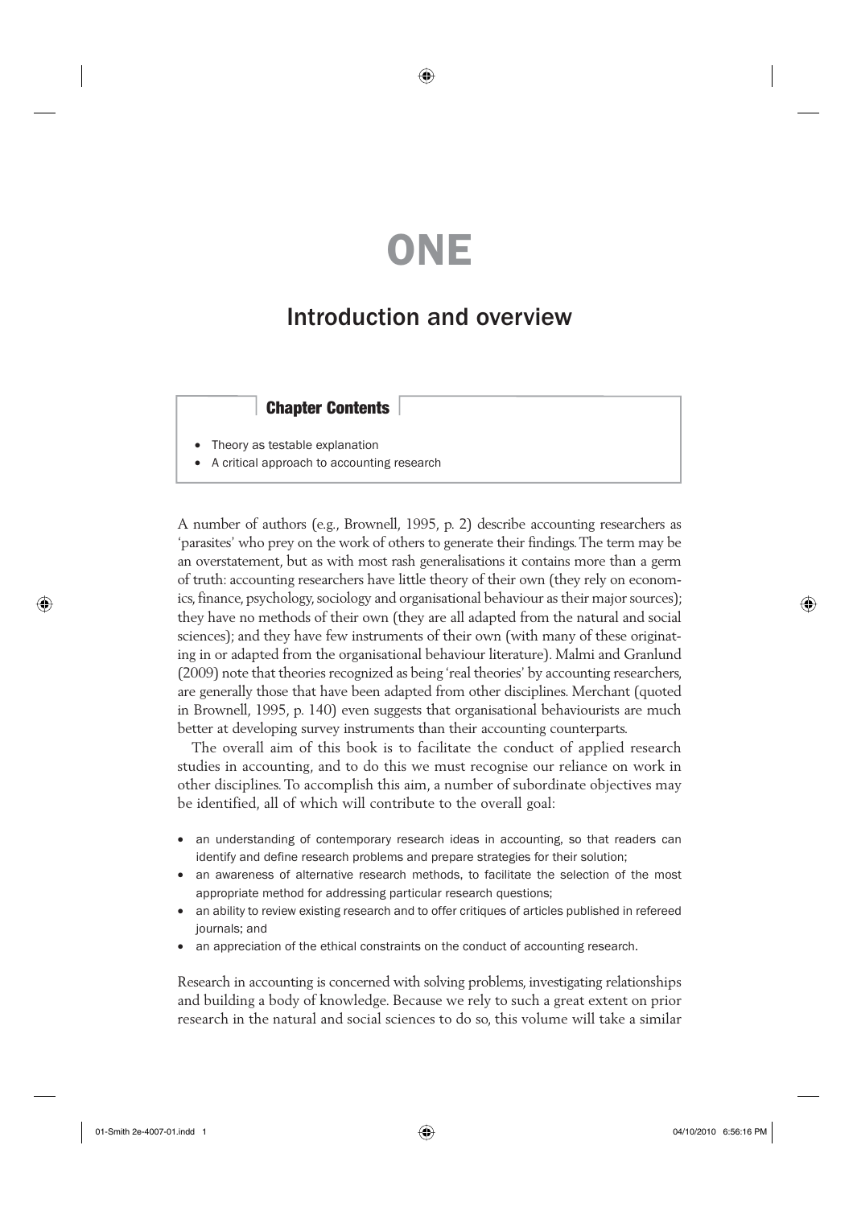# ONE

## Introduction and overview

**Chapter Contents**

- Theory as testable explanation
- A critical approach to accounting research

A number of authors (e.g., Brownell, 1995, p. 2) describe accounting researchers as 'parasites' who prey on the work of others to generate their findings. The term may be an overstatement, but as with most rash generalisations it contains more than a germ of truth: accounting researchers have little theory of their own (they rely on economics, finance, psychology, sociology and organisational behaviour as their major sources); they have no methods of their own (they are all adapted from the natural and social sciences); and they have few instruments of their own (with many of these originating in or adapted from the organisational behaviour literature). Malmi and Granlund (2009) note that theories recognized as being 'real theories' by accounting researchers, are generally those that have been adapted from other disciplines. Merchant (quoted in Brownell, 1995, p. 140) even suggests that organisational behaviourists are much better at developing survey instruments than their accounting counterparts.

The overall aim of this book is to facilitate the conduct of applied research studies in accounting, and to do this we must recognise our reliance on work in other disciplines. To accomplish this aim, a number of subordinate objectives may be identified, all of which will contribute to the overall goal:

- an understanding of contemporary research ideas in accounting, so that readers can identify and define research problems and prepare strategies for their solution;
- an awareness of alternative research methods, to facilitate the selection of the most appropriate method for addressing particular research questions;
- an ability to review existing research and to offer critiques of articles published in refereed journals; and
- an appreciation of the ethical constraints on the conduct of accounting research.

Research in accounting is concerned with solving problems, investigating relationships and building a body of knowledge. Because we rely to such a great extent on prior research in the natural and social sciences to do so, this volume will take a similar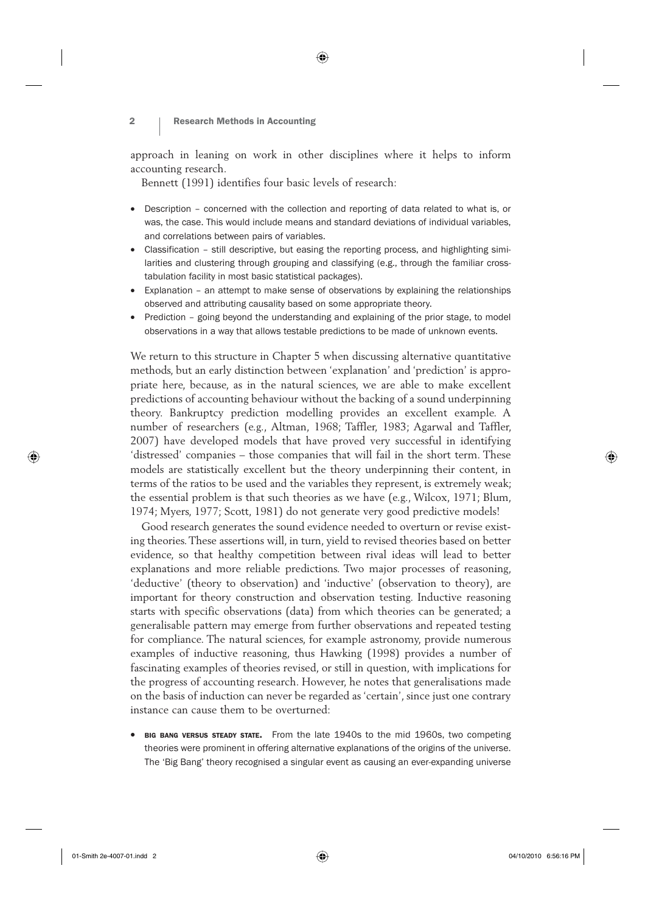approach in leaning on work in other disciplines where it helps to inform accounting research.

Bennett (1991) identifies four basic levels of research:

- Description – concerned with the collection and reporting of data related to what is, or was, the case. This would include means and standard deviations of individual variables, and correlations between pairs of variables.
- Classification – still descriptive, but easing the reporting process, and highlighting similarities and clustering through grouping and classifying (e.g., through the familiar cross-tabulation facility in most basic statistical packages).
- Explanation – an attempt to make sense of observations by explaining the relationships observed and attributing causality based on some appropriate theory.
- Prediction – going beyond the understanding and explaining of the prior stage, to model observations in a way that allows testable predictions to be made of unknown events.

We return to this structure in Chapter 5 when discussing alternative quantitative methods, but an early distinction between 'explanation' and 'prediction' is appropriate here, because, as in the natural sciences, we are able to make excellent predictions of accounting behaviour without the backing of a sound underpinning theory. Bankruptcy prediction modelling provides an excellent example. A number of researchers (e.g., Altman, 1968; Taffler, 1983; Agarwal and Taffler, 2007) have developed models that have proved very successful in identifying 'distressed' companies – those companies that will fail in the short term. These models are statistically excellent but the theory underpinning their content, in terms of the ratios to be used and the variables they represent, is extremely weak; the essential problem is that such theories as we have (e.g., Wilcox, 1971; Blum, 1974; Myers, 1977; Scott, 1981) do not generate very good predictive models!

Good research generates the sound evidence needed to overturn or revise existing theories. These assertions will, in turn, yield to revised theories based on better evidence, so that healthy competition between rival ideas will lead to better explanations and more reliable predictions. Two major processes of reasoning, 'deductive' (theory to observation) and 'inductive' (observation to theory), are important for theory construction and observation testing. Inductive reasoning starts with specific observations (data) from which theories can be generated; a generalisable pattern may emerge from further observations and repeated testing for compliance. The natural sciences, for example astronomy, provide numerous examples of inductive reasoning, thus Hawking (1998) provides a number of fascinating examples of theories revised, or still in question, with implications for the progress of accounting research. However, he notes that generalisations made on the basis of induction can never be regarded as 'certain', since just one contrary instance can cause them to be overturned:

- **BIG BANG VERSUS STEADY STATE.** From the late 1940s to the mid 1960s, two competing theories were prominent in offering alternative explanations of the origins of the universe. The 'Big Bang' theory recognised a singular event as causing an ever-expanding universe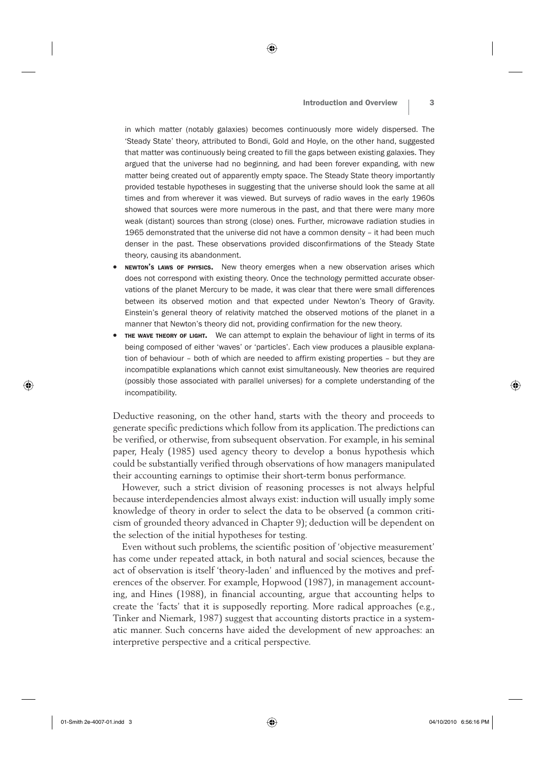in which matter (notably galaxies) becomes continuously more widely dispersed. The 'Steady State' theory, attributed to Bondi, Gold and Hoyle, on the other hand, suggested that matter was continuously being created to fill the gaps between existing galaxies. They argued that the universe had no beginning, and had been forever expanding, with new matter being created out of apparently empty space. The Steady State theory importantly provided testable hypotheses in suggesting that the universe should look the same at all times and from wherever it was viewed. But surveys of radio waves in the early 1960s showed that sources were more numerous in the past, and that there were many more weak (distant) sources than strong (close) ones. Further, microwave radiation studies in 1965 demonstrated that the universe did not have a common density – it had been much denser in the past. These observations provided disconfirmations of the Steady State theory, causing its abandonment.

- **NEWTON'S LAWS OF PHYSICS.** New theory emerges when a new observation arises which does not correspond with existing theory. Once the technology permitted accurate observations of the planet Mercury to be made, it was clear that there were small differences between its observed motion and that expected under Newton's Theory of Gravity. Einstein's general theory of relativity matched the observed motions of the planet in a manner that Newton's theory did not, providing confirmation for the new theory.
- **THE WAVE THEORY OF LIGHT.** We can attempt to explain the behaviour of light in terms of its being composed of either 'waves' or 'particles'. Each view produces a plausible explanation of behaviour – both of which are needed to affirm existing properties – but they are incompatible explanations which cannot exist simultaneously. New theories are required (possibly those associated with parallel universes) for a complete understanding of the incompatibility.

Deductive reasoning, on the other hand, starts with the theory and proceeds to generate specific predictions which follow from its application. The predictions can be verified, or otherwise, from subsequent observation. For example, in his seminal paper, Healy (1985) used agency theory to develop a bonus hypothesis which could be substantially verified through observations of how managers manipulated their accounting earnings to optimise their short-term bonus performance.

However, such a strict division of reasoning processes is not always helpful because interdependencies almost always exist: induction will usually imply some knowledge of theory in order to select the data to be observed (a common criticism of grounded theory advanced in Chapter 9); deduction will be dependent on the selection of the initial hypotheses for testing.

Even without such problems, the scientific position of 'objective measurement' has come under repeated attack, in both natural and social sciences, because the act of observation is itself 'theory-laden' and influenced by the motives and preferences of the observer. For example, Hopwood (1987), in management accounting, and Hines (1988), in financial accounting, argue that accounting helps to create the 'facts' that it is supposedly reporting. More radical approaches (e.g., Tinker and Niemark, 1987) suggest that accounting distorts practice in a systematic manner. Such concerns have aided the development of new approaches: an interpretive perspective and a critical perspective.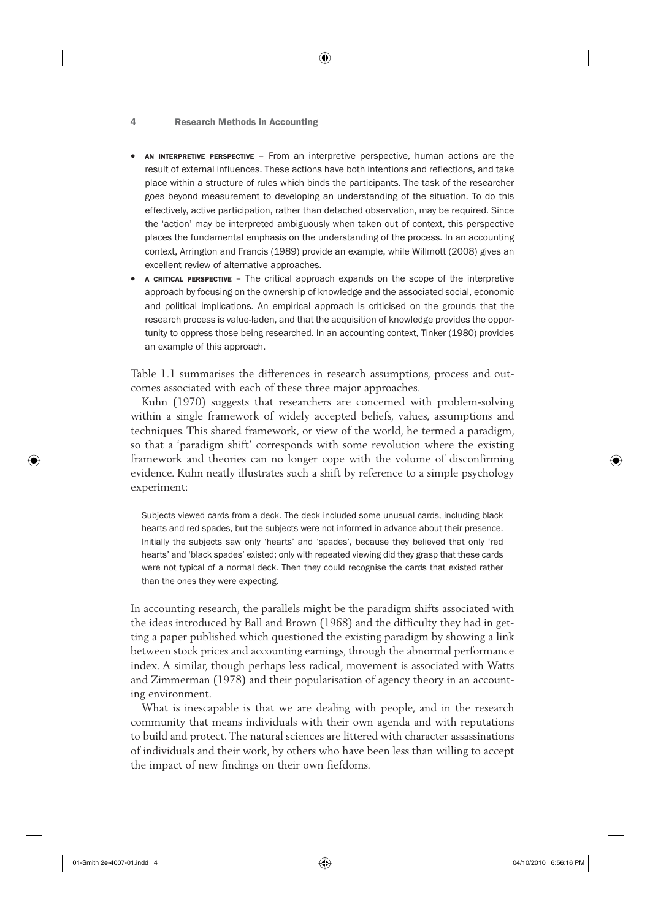- **AN INTERPRETIVE PERSPECTIVE** – From an interpretive perspective, human actions are the result of external influences. These actions have both intentions and reflections, and take place within a structure of rules which binds the participants. The task of the researcher goes beyond measurement to developing an understanding of the situation. To do this effectively, active participation, rather than detached observation, may be required. Since the 'action' may be interpreted ambiguously when taken out of context, this perspective places the fundamental emphasis on the understanding of the process. In an accounting context, Arrington and Francis (1989) provide an example, while Willmott (2008) gives an excellent review of alternative approaches.
- **A CRITICAL PERSPECTIVE** – The critical approach expands on the scope of the interpretive approach by focusing on the ownership of knowledge and the associated social, economic and political implications. An empirical approach is criticised on the grounds that the research process is value-laden, and that the acquisition of knowledge provides the opportunity to oppress those being researched. In an accounting context, Tinker (1980) provides an example of this approach.

Table 1.1 summarises the differences in research assumptions, process and outcomes associated with each of these three major approaches.

Kuhn (1970) suggests that researchers are concerned with problem-solving within a single framework of widely accepted beliefs, values, assumptions and techniques. This shared framework, or view of the world, he termed a paradigm, so that a 'paradigm shift' corresponds with some revolution where the existing framework and theories can no longer cope with the volume of disconfirming evidence. Kuhn neatly illustrates such a shift by reference to a simple psychology experiment:

> Subjects viewed cards from a deck. The deck included some unusual cards, including black hearts and red spades, but the subjects were not informed in advance about their presence. Initially the subjects saw only 'hearts' and 'spades', because they believed that only 'red hearts' and 'black spades' existed; only with repeated viewing did they grasp that these cards were not typical of a normal deck. Then they could recognise the cards that existed rather than the ones they were expecting.

In accounting research, the parallels might be the paradigm shifts associated with the ideas introduced by Ball and Brown (1968) and the difficulty they had in getting a paper published which questioned the existing paradigm by showing a link between stock prices and accounting earnings, through the abnormal performance index. A similar, though perhaps less radical, movement is associated with Watts and Zimmerman (1978) and their popularisation of agency theory in an accounting environment.

What is inescapable is that we are dealing with people, and in the research community that means individuals with their own agenda and with reputations to build and protect. The natural sciences are littered with character assassinations of individuals and their work, by others who have been less than willing to accept the impact of new findings on their own fiefdoms.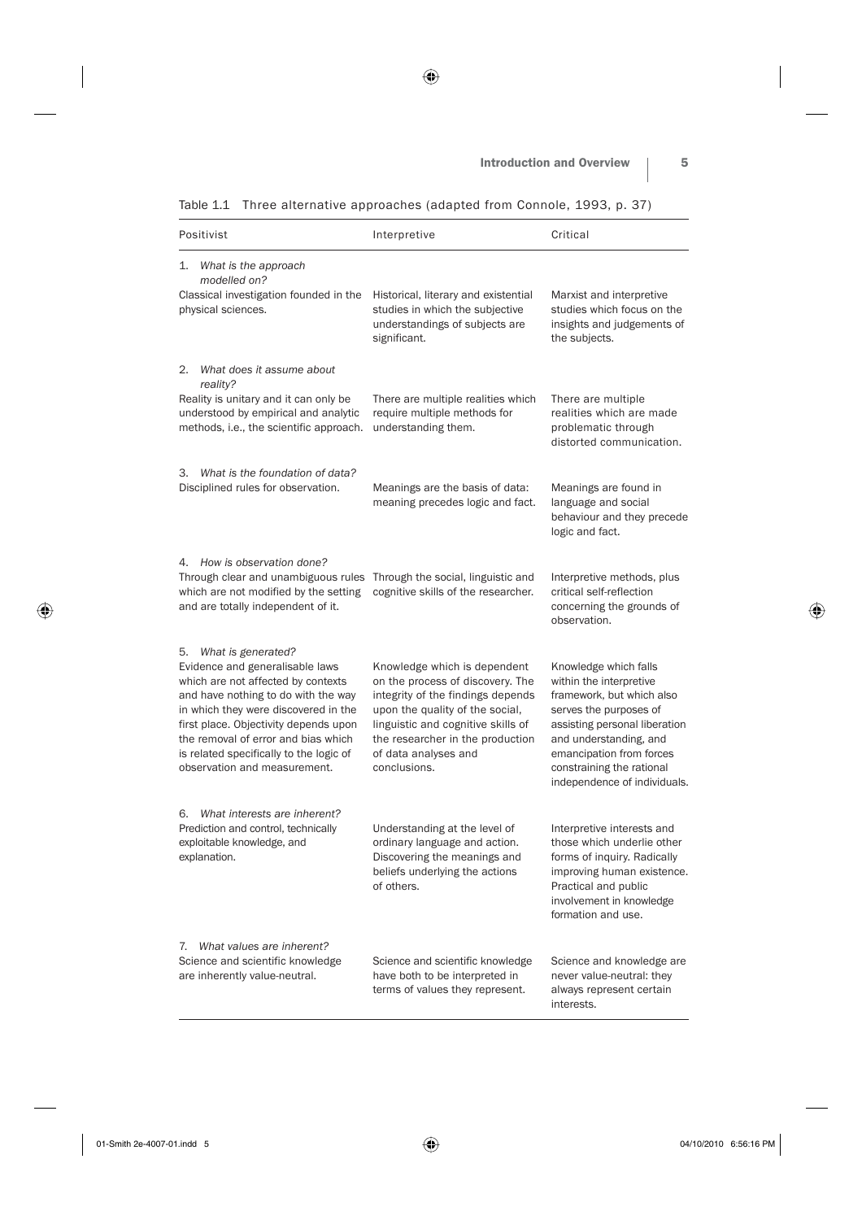Table 1.1 Three alternative approaches (adapted from Connole, 1993, p. 37)

| Positivist | Interpretive | Critical |
|---|---|---|
| 1. *What is the approach modelled on?* | | |
| Classical investigation founded in the physical sciences. | Historical, literary and existential studies in which the subjective understandings of subjects are significant. | Marxist and interpretive studies which focus on the insights and judgements of the subjects. |
| 2. *What does it assume about reality?* | | |
| Reality is unitary and it can only be understood by empirical and analytic methods, i.e., the scientific approach. | There are multiple realities which require multiple methods for understanding them. | There are multiple realities which are made problematic through distorted communication. |
| 3. *What is the foundation of data?* | | |
| Disciplined rules for observation. | Meanings are the basis of data: meaning precedes logic and fact. | Meanings are found in language and social behaviour and they precede logic and fact. |
| 4. *How is observation done?* | | |
| Through clear and unambiguous rules which are not modified by the setting and are totally independent of it. | Through the social, linguistic and cognitive skills of the researcher. | Interpretive methods, plus critical self-reflection concerning the grounds of observation. |
| 5. *What is generated?* | | |
| Evidence and generalisable laws which are not affected by contexts and have nothing to do with the way in which they were discovered in the first place. Objectivity depends upon the removal of error and bias which is related specifically to the logic of observation and measurement. | Knowledge which is dependent on the process of discovery. The integrity of the findings depends upon the quality of the social, linguistic and cognitive skills of the researcher in the production of data analyses and conclusions. | Knowledge which falls within the interpretive framework, but which also serves the purposes of assisting personal liberation and understanding, and emancipation from forces constraining the rational independence of individuals. |
| 6. *What interests are inherent?* | | |
| Prediction and control, technically exploitable knowledge, and explanation. | Understanding at the level of ordinary language and action. Discovering the meanings and beliefs underlying the actions of others. | Interpretive interests and those which underlie other forms of inquiry. Radically improving human existence. Practical and public involvement in knowledge formation and use. |
| 7. *What values are inherent?* | | |
| Science and scientific knowledge are inherently value-neutral. | Science and scientific knowledge have both to be interpreted in terms of values they represent. | Science and knowledge are never value-neutral: they always represent certain interests. |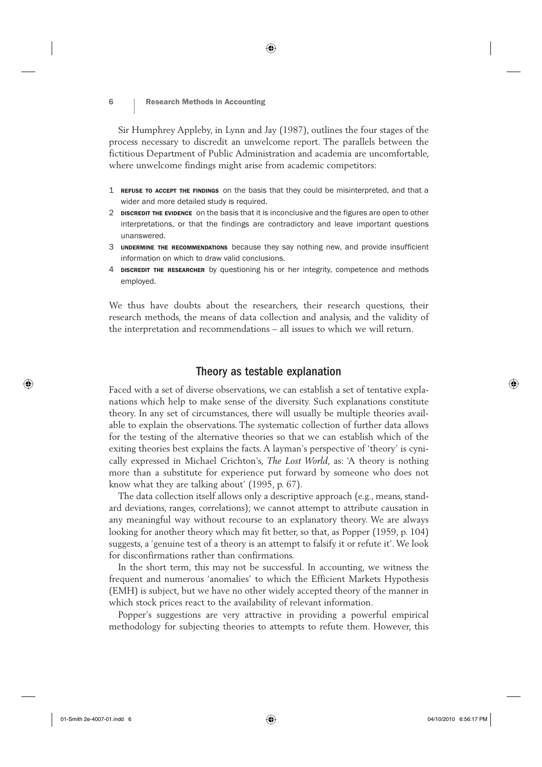Sir Humphrey Appleby, in Lynn and Jay (1987), outlines the four stages of the process necessary to discredit an unwelcome report. The parallels between the fictitious Department of Public Administration and academia are uncomfortable, where unwelcome findings might arise from academic competitors:

1. **REFUSE TO ACCEPT THE FINDINGS** on the basis that they could be misinterpreted, and that a wider and more detailed study is required.
2. **DISCREDIT THE EVIDENCE** on the basis that it is inconclusive and the figures are open to other interpretations, or that the findings are contradictory and leave important questions unanswered.
3. **UNDERMINE THE RECOMMENDATIONS** because they say nothing new, and provide insufficient information on which to draw valid conclusions.
4. **DISCREDIT THE RESEARCHER** by questioning his or her integrity, competence and methods employed.

We thus have doubts about the researchers, their research questions, their research methods, the means of data collection and analysis, and the validity of the interpretation and recommendations – all issues to which we will return.

## Theory as testable explanation

Faced with a set of diverse observations, we can establish a set of tentative explanations which help to make sense of the diversity. Such explanations constitute theory. In any set of circumstances, there will usually be multiple theories available to explain the observations. The systematic collection of further data allows for the testing of the alternative theories so that we can establish which of the exiting theories best explains the facts. A layman's perspective of 'theory' is cynically expressed in Michael Crichton's, *The Lost World*, as: 'A theory is nothing more than a substitute for experience put forward by someone who does not know what they are talking about' (1995, p. 67).

The data collection itself allows only a descriptive approach (e.g., means, standard deviations, ranges, correlations); we cannot attempt to attribute causation in any meaningful way without recourse to an explanatory theory. We are always looking for another theory which may fit better, so that, as Popper (1959, p. 104) suggests, a 'genuine test of a theory is an attempt to falsify it or refute it'. We look for disconfirmations rather than confirmations.

In the short term, this may not be successful. In accounting, we witness the frequent and numerous 'anomalies' to which the Efficient Markets Hypothesis (EMH) is subject, but we have no other widely accepted theory of the manner in which stock prices react to the availability of relevant information.

Popper's suggestions are very attractive in providing a powerful empirical methodology for subjecting theories to attempts to refute them. However, this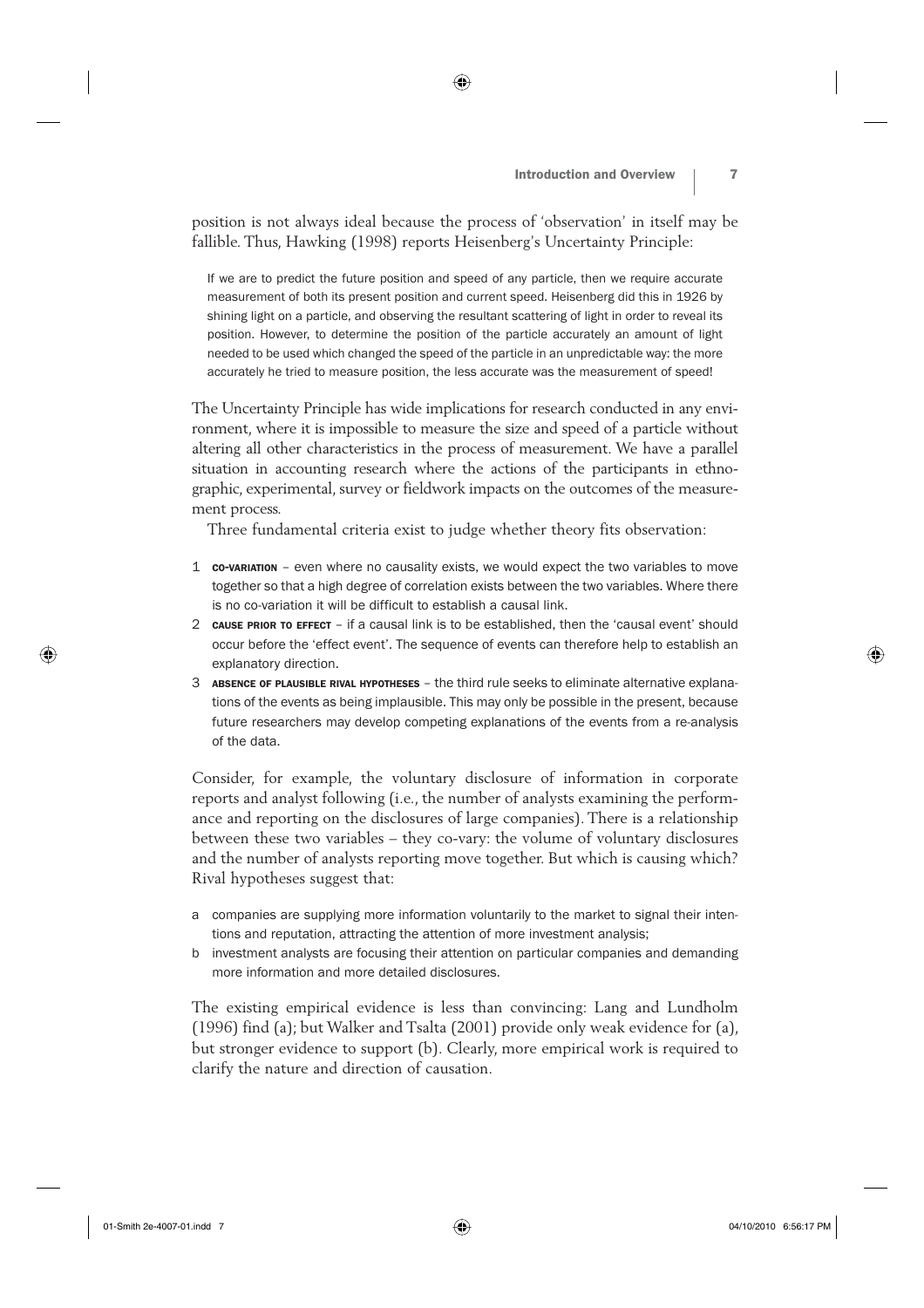position is not always ideal because the process of 'observation' in itself may be fallible. Thus, Hawking (1998) reports Heisenberg's Uncertainty Principle:

> If we are to predict the future position and speed of any particle, then we require accurate measurement of both its present position and current speed. Heisenberg did this in 1926 by shining light on a particle, and observing the resultant scattering of light in order to reveal its position. However, to determine the position of the particle accurately an amount of light needed to be used which changed the speed of the particle in an unpredictable way: the more accurately he tried to measure position, the less accurate was the measurement of speed!

The Uncertainty Principle has wide implications for research conducted in any environment, where it is impossible to measure the size and speed of a particle without altering all other characteristics in the process of measurement. We have a parallel situation in accounting research where the actions of the participants in ethnographic, experimental, survey or fieldwork impacts on the outcomes of the measurement process.

Three fundamental criteria exist to judge whether theory fits observation:

1. **CO-VARIATION** – even where no causality exists, we would expect the two variables to move together so that a high degree of correlation exists between the two variables. Where there is no co-variation it will be difficult to establish a causal link.
2. **CAUSE PRIOR TO EFFECT** – if a causal link is to be established, then the 'causal event' should occur before the 'effect event'. The sequence of events can therefore help to establish an explanatory direction.
3. **ABSENCE OF PLAUSIBLE RIVAL HYPOTHESES** – the third rule seeks to eliminate alternative explanations of the events as being implausible. This may only be possible in the present, because future researchers may develop competing explanations of the events from a re-analysis of the data.

Consider, for example, the voluntary disclosure of information in corporate reports and analyst following (i.e., the number of analysts examining the performance and reporting on the disclosures of large companies). There is a relationship between these two variables – they co-vary: the volume of voluntary disclosures and the number of analysts reporting move together. But which is causing which? Rival hypotheses suggest that:

a. companies are supplying more information voluntarily to the market to signal their intentions and reputation, attracting the attention of more investment analysis;
b. investment analysts are focusing their attention on particular companies and demanding more information and more detailed disclosures.

The existing empirical evidence is less than convincing: Lang and Lundholm (1996) find (a); but Walker and Tsalta (2001) provide only weak evidence for (a), but stronger evidence to support (b). Clearly, more empirical work is required to clarify the nature and direction of causation.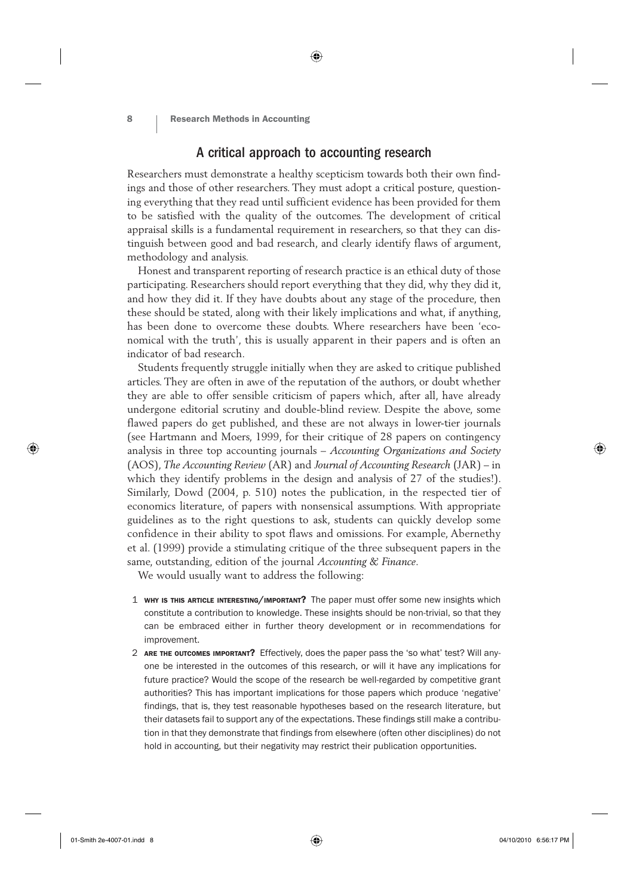## A critical approach to accounting research

Researchers must demonstrate a healthy scepticism towards both their own findings and those of other researchers. They must adopt a critical posture, questioning everything that they read until sufficient evidence has been provided for them to be satisfied with the quality of the outcomes. The development of critical appraisal skills is a fundamental requirement in researchers, so that they can distinguish between good and bad research, and clearly identify flaws of argument, methodology and analysis.

Honest and transparent reporting of research practice is an ethical duty of those participating. Researchers should report everything that they did, why they did it, and how they did it. If they have doubts about any stage of the procedure, then these should be stated, along with their likely implications and what, if anything, has been done to overcome these doubts. Where researchers have been 'economical with the truth', this is usually apparent in their papers and is often an indicator of bad research.

Students frequently struggle initially when they are asked to critique published articles. They are often in awe of the reputation of the authors, or doubt whether they are able to offer sensible criticism of papers which, after all, have already undergone editorial scrutiny and double-blind review. Despite the above, some flawed papers do get published, and these are not always in lower-tier journals (see Hartmann and Moers, 1999, for their critique of 28 papers on contingency analysis in three top accounting journals – *Accounting Organizations and Society* (AOS), *The Accounting Review* (AR) and *Journal of Accounting Research* (JAR) – in which they identify problems in the design and analysis of 27 of the studies!). Similarly, Dowd (2004, p. 510) notes the publication, in the respected tier of economics literature, of papers with nonsensical assumptions. With appropriate guidelines as to the right questions to ask, students can quickly develop some confidence in their ability to spot flaws and omissions. For example, Abernethy et al. (1999) provide a stimulating critique of the three subsequent papers in the same, outstanding, edition of the journal *Accounting & Finance*.

We would usually want to address the following:

1. **WHY IS THIS ARTICLE INTERESTING/IMPORTANT?** The paper must offer some new insights which constitute a contribution to knowledge. These insights should be non-trivial, so that they can be embraced either in further theory development or in recommendations for improvement.
2. **ARE THE OUTCOMES IMPORTANT?** Effectively, does the paper pass the 'so what' test? Will anyone be interested in the outcomes of this research, or will it have any implications for future practice? Would the scope of the research be well-regarded by competitive grant authorities? This has important implications for those papers which produce 'negative' findings, that is, they test reasonable hypotheses based on the research literature, but their datasets fail to support any of the expectations. These findings still make a contribution in that they demonstrate that findings from elsewhere (often other disciplines) do not hold in accounting, but their negativity may restrict their publication opportunities.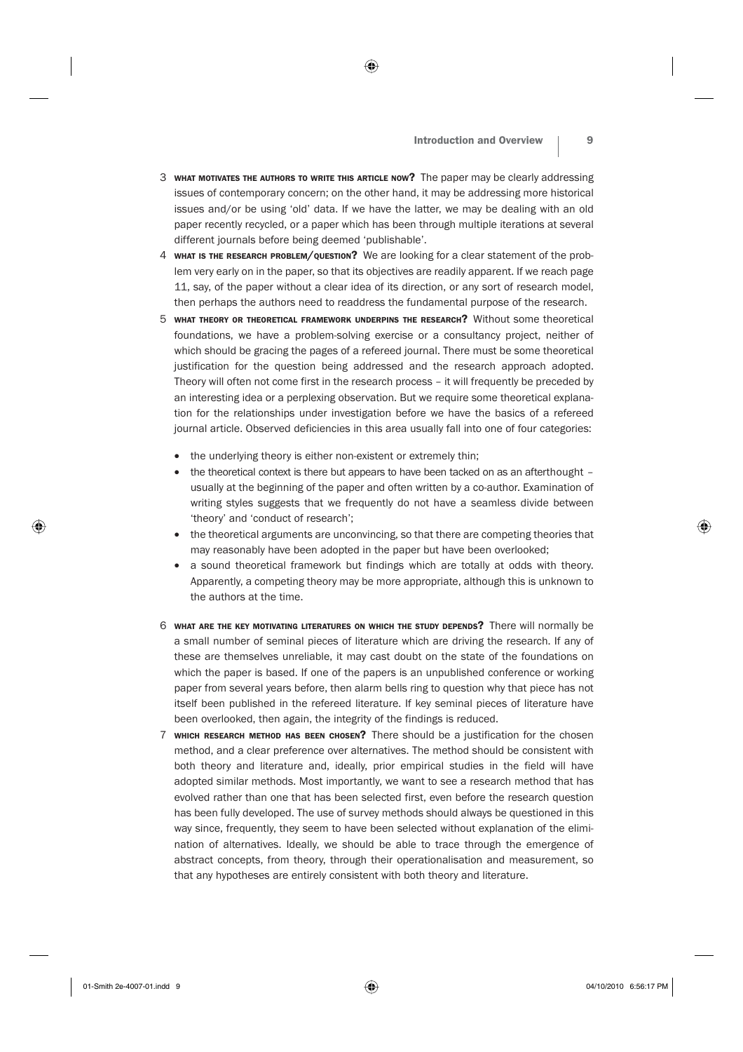3 **WHAT MOTIVATES THE AUTHORS TO WRITE THIS ARTICLE NOW?** The paper may be clearly addressing issues of contemporary concern; on the other hand, it may be addressing more historical issues and/or be using 'old' data. If we have the latter, we may be dealing with an old paper recently recycled, or a paper which has been through multiple iterations at several different journals before being deemed 'publishable'.

4 **WHAT IS THE RESEARCH PROBLEM/QUESTION?** We are looking for a clear statement of the problem very early on in the paper, so that its objectives are readily apparent. If we reach page 11, say, of the paper without a clear idea of its direction, or any sort of research model, then perhaps the authors need to readdress the fundamental purpose of the research.

5 **WHAT THEORY OR THEORETICAL FRAMEWORK UNDERPINS THE RESEARCH?** Without some theoretical foundations, we have a problem-solving exercise or a consultancy project, neither of which should be gracing the pages of a refereed journal. There must be some theoretical justification for the question being addressed and the research approach adopted. Theory will often not come first in the research process – it will frequently be preceded by an interesting idea or a perplexing observation. But we require some theoretical explanation for the relationships under investigation before we have the basics of a refereed journal article. Observed deficiencies in this area usually fall into one of four categories:

- the underlying theory is either non-existent or extremely thin;
- the theoretical context is there but appears to have been tacked on as an afterthought – usually at the beginning of the paper and often written by a co-author. Examination of writing styles suggests that we frequently do not have a seamless divide between 'theory' and 'conduct of research';
- the theoretical arguments are unconvincing, so that there are competing theories that may reasonably have been adopted in the paper but have been overlooked;
- a sound theoretical framework but findings which are totally at odds with theory. Apparently, a competing theory may be more appropriate, although this is unknown to the authors at the time.

6 **WHAT ARE THE KEY MOTIVATING LITERATURES ON WHICH THE STUDY DEPENDS?** There will normally be a small number of seminal pieces of literature which are driving the research. If any of these are themselves unreliable, it may cast doubt on the state of the foundations on which the paper is based. If one of the papers is an unpublished conference or working paper from several years before, then alarm bells ring to question why that piece has not itself been published in the refereed literature. If key seminal pieces of literature have been overlooked, then again, the integrity of the findings is reduced.

7 **WHICH RESEARCH METHOD HAS BEEN CHOSEN?** There should be a justification for the chosen method, and a clear preference over alternatives. The method should be consistent with both theory and literature and, ideally, prior empirical studies in the field will have adopted similar methods. Most importantly, we want to see a research method that has evolved rather than one that has been selected first, even before the research question has been fully developed. The use of survey methods should always be questioned in this way since, frequently, they seem to have been selected without explanation of the elimination of alternatives. Ideally, we should be able to trace through the emergence of abstract concepts, from theory, through their operationalisation and measurement, so that any hypotheses are entirely consistent with both theory and literature.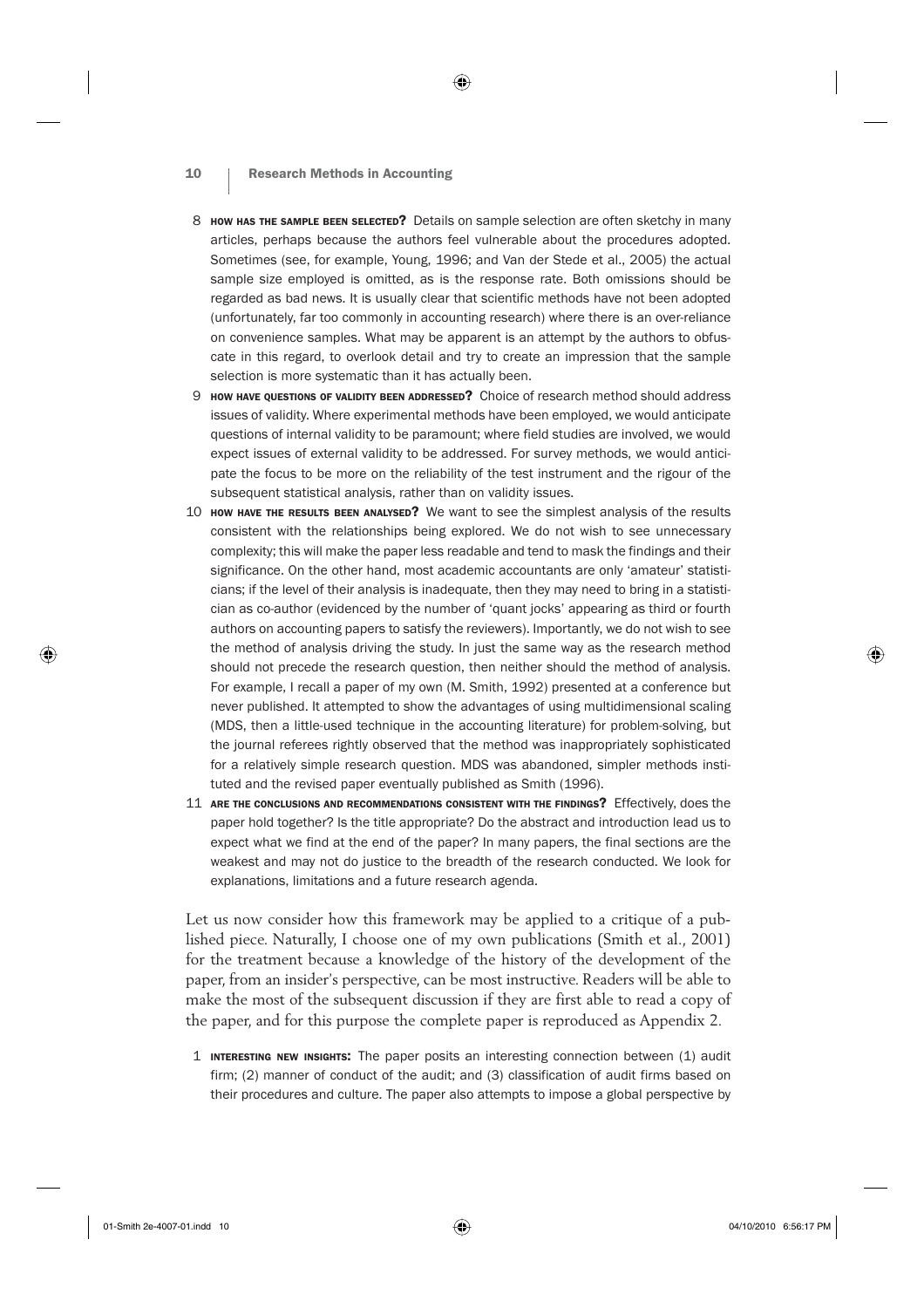8 **HOW HAS THE SAMPLE BEEN SELECTED?** Details on sample selection are often sketchy in many articles, perhaps because the authors feel vulnerable about the procedures adopted. Sometimes (see, for example, Young, 1996; and Van der Stede et al., 2005) the actual sample size employed is omitted, as is the response rate. Both omissions should be regarded as bad news. It is usually clear that scientific methods have not been adopted (unfortunately, far too commonly in accounting research) where there is an over-reliance on convenience samples. What may be apparent is an attempt by the authors to obfuscate in this regard, to overlook detail and try to create an impression that the sample selection is more systematic than it has actually been.

9 **HOW HAVE QUESTIONS OF VALIDITY BEEN ADDRESSED?** Choice of research method should address issues of validity. Where experimental methods have been employed, we would anticipate questions of internal validity to be paramount; where field studies are involved, we would expect issues of external validity to be addressed. For survey methods, we would anticipate the focus to be more on the reliability of the test instrument and the rigour of the subsequent statistical analysis, rather than on validity issues.

10 **HOW HAVE THE RESULTS BEEN ANALYSED?** We want to see the simplest analysis of the results consistent with the relationships being explored. We do not wish to see unnecessary complexity; this will make the paper less readable and tend to mask the findings and their significance. On the other hand, most academic accountants are only 'amateur' statisticians; if the level of their analysis is inadequate, then they may need to bring in a statistician as co-author (evidenced by the number of 'quant jocks' appearing as third or fourth authors on accounting papers to satisfy the reviewers). Importantly, we do not wish to see the method of analysis driving the study. In just the same way as the research method should not precede the research question, then neither should the method of analysis. For example, I recall a paper of my own (M. Smith, 1992) presented at a conference but never published. It attempted to show the advantages of using multidimensional scaling (MDS, then a little-used technique in the accounting literature) for problem-solving, but the journal referees rightly observed that the method was inappropriately sophisticated for a relatively simple research question. MDS was abandoned, simpler methods instituted and the revised paper eventually published as Smith (1996).

11 **ARE THE CONCLUSIONS AND RECOMMENDATIONS CONSISTENT WITH THE FINDINGS?** Effectively, does the paper hold together? Is the title appropriate? Do the abstract and introduction lead us to expect what we find at the end of the paper? In many papers, the final sections are the weakest and may not do justice to the breadth of the research conducted. We look for explanations, limitations and a future research agenda.

Let us now consider how this framework may be applied to a critique of a published piece. Naturally, I choose one of my own publications (Smith et al., 2001) for the treatment because a knowledge of the history of the development of the paper, from an insider's perspective, can be most instructive. Readers will be able to make the most of the subsequent discussion if they are first able to read a copy of the paper, and for this purpose the complete paper is reproduced as Appendix 2.

1 **INTERESTING NEW INSIGHTS:** The paper posits an interesting connection between (1) audit firm; (2) manner of conduct of the audit; and (3) classification of audit firms based on their procedures and culture. The paper also attempts to impose a global perspective by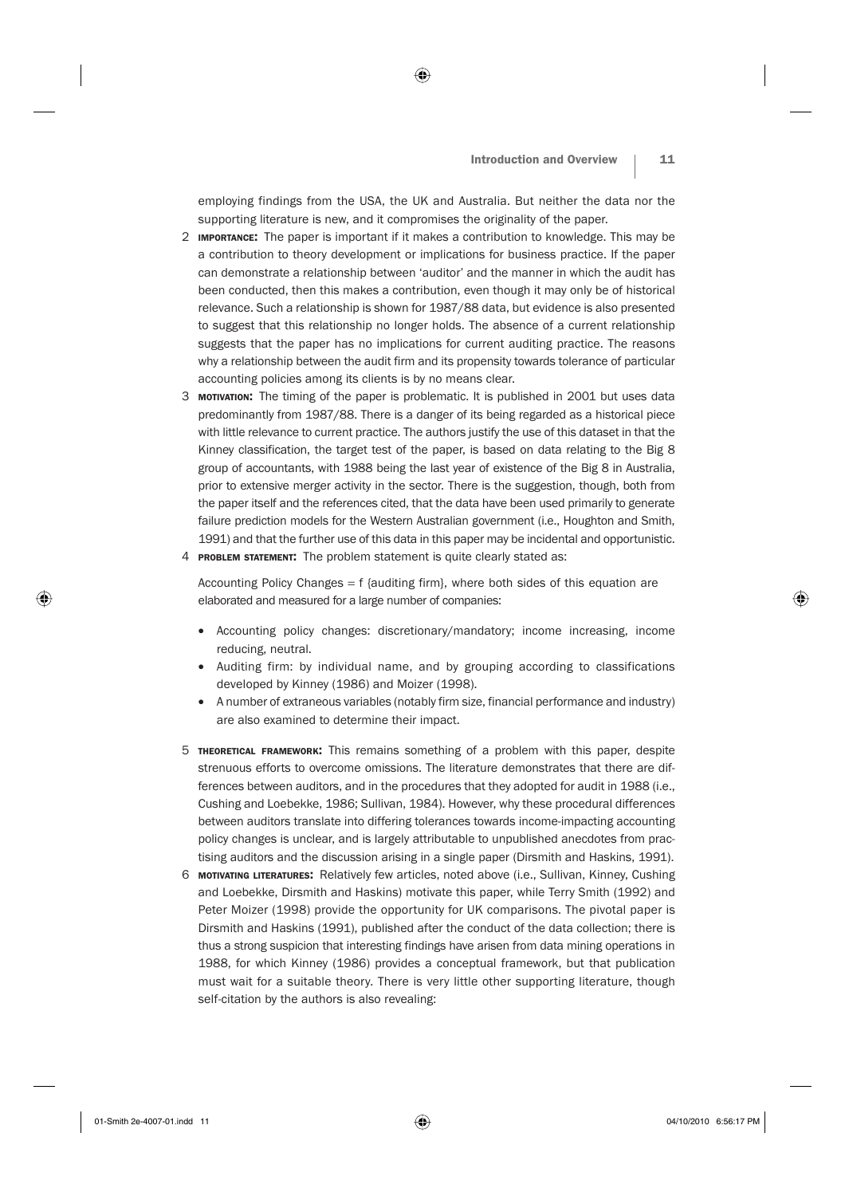employing findings from the USA, the UK and Australia. But neither the data nor the supporting literature is new, and it compromises the originality of the paper.

2 **IMPORTANCE:** The paper is important if it makes a contribution to knowledge. This may be a contribution to theory development or implications for business practice. If the paper can demonstrate a relationship between 'auditor' and the manner in which the audit has been conducted, then this makes a contribution, even though it may only be of historical relevance. Such a relationship is shown for 1987/88 data, but evidence is also presented to suggest that this relationship no longer holds. The absence of a current relationship suggests that the paper has no implications for current auditing practice. The reasons why a relationship between the audit firm and its propensity towards tolerance of particular accounting policies among its clients is by no means clear.

3 **MOTIVATION:** The timing of the paper is problematic. It is published in 2001 but uses data predominantly from 1987/88. There is a danger of its being regarded as a historical piece with little relevance to current practice. The authors justify the use of this dataset in that the Kinney classification, the target test of the paper, is based on data relating to the Big 8 group of accountants, with 1988 being the last year of existence of the Big 8 in Australia, prior to extensive merger activity in the sector. There is the suggestion, though, both from the paper itself and the references cited, that the data have been used primarily to generate failure prediction models for the Western Australian government (i.e., Houghton and Smith, 1991) and that the further use of this data in this paper may be incidental and opportunistic.

4 **PROBLEM STATEMENT:** The problem statement is quite clearly stated as:

   Accounting Policy Changes = f {auditing firm}, where both sides of this equation are elaborated and measured for a large number of companies:

   - Accounting policy changes: discretionary/mandatory; income increasing, income reducing, neutral.
   - Auditing firm: by individual name, and by grouping according to classifications developed by Kinney (1986) and Moizer (1998).
   - A number of extraneous variables (notably firm size, financial performance and industry) are also examined to determine their impact.

5 **THEORETICAL FRAMEWORK:** This remains something of a problem with this paper, despite strenuous efforts to overcome omissions. The literature demonstrates that there are differences between auditors, and in the procedures that they adopted for audit in 1988 (i.e., Cushing and Loebekke, 1986; Sullivan, 1984). However, why these procedural differences between auditors translate into differing tolerances towards income-impacting accounting policy changes is unclear, and is largely attributable to unpublished anecdotes from practising auditors and the discussion arising in a single paper (Dirsmith and Haskins, 1991).

6 **MOTIVATING LITERATURES:** Relatively few articles, noted above (i.e., Sullivan, Kinney, Cushing and Loebekke, Dirsmith and Haskins) motivate this paper, while Terry Smith (1992) and Peter Moizer (1998) provide the opportunity for UK comparisons. The pivotal paper is Dirsmith and Haskins (1991), published after the conduct of the data collection; there is thus a strong suspicion that interesting findings have arisen from data mining operations in 1988, for which Kinney (1986) provides a conceptual framework, but that publication must wait for a suitable theory. There is very little other supporting literature, though self-citation by the authors is also revealing: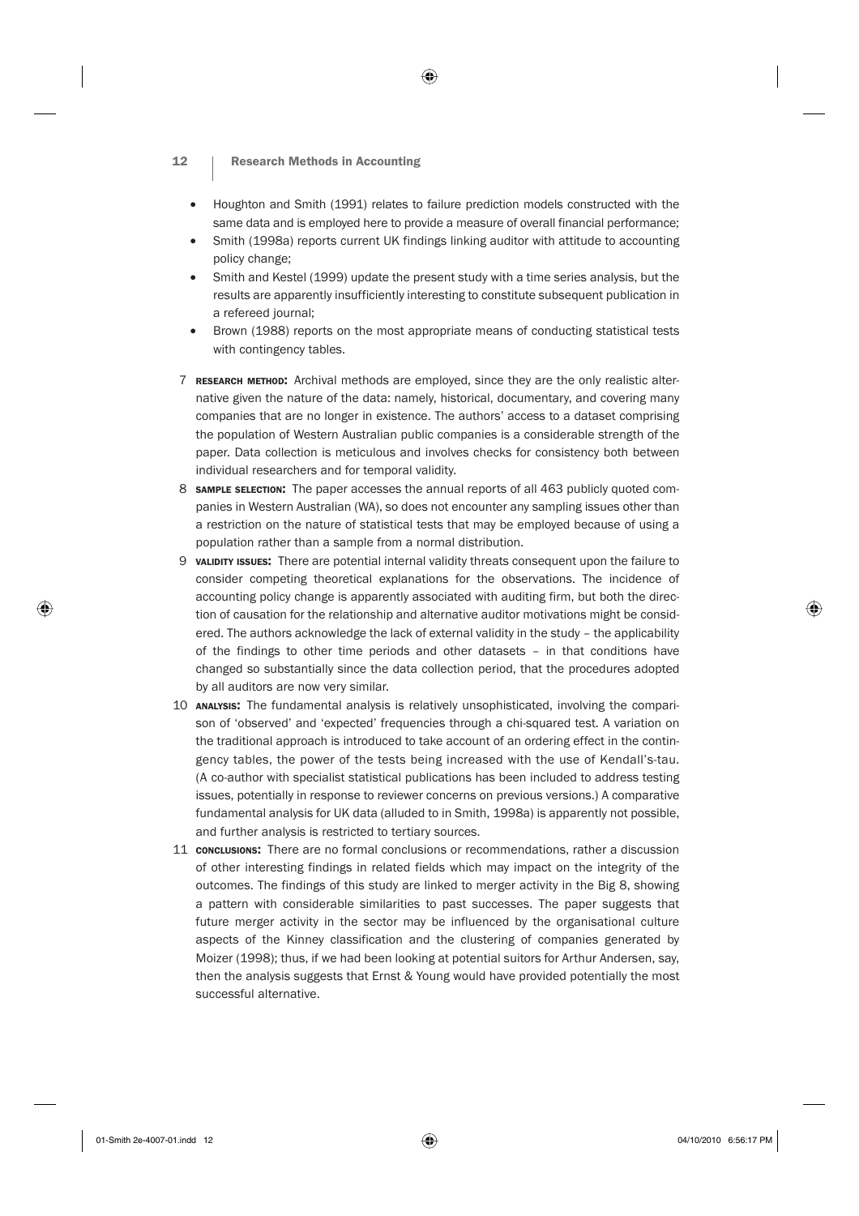- Houghton and Smith (1991) relates to failure prediction models constructed with the same data and is employed here to provide a measure of overall financial performance;
- Smith (1998a) reports current UK findings linking auditor with attitude to accounting policy change;
- Smith and Kestel (1999) update the present study with a time series analysis, but the results are apparently insufficiently interesting to constitute subsequent publication in a refereed journal;
- Brown (1988) reports on the most appropriate means of conducting statistical tests with contingency tables.

7. **RESEARCH METHOD:** Archival methods are employed, since they are the only realistic alternative given the nature of the data: namely, historical, documentary, and covering many companies that are no longer in existence. The authors' access to a dataset comprising the population of Western Australian public companies is a considerable strength of the paper. Data collection is meticulous and involves checks for consistency both between individual researchers and for temporal validity.
8. **SAMPLE SELECTION:** The paper accesses the annual reports of all 463 publicly quoted companies in Western Australian (WA), so does not encounter any sampling issues other than a restriction on the nature of statistical tests that may be employed because of using a population rather than a sample from a normal distribution.
9. **VALIDITY ISSUES:** There are potential internal validity threats consequent upon the failure to consider competing theoretical explanations for the observations. The incidence of accounting policy change is apparently associated with auditing firm, but both the direction of causation for the relationship and alternative auditor motivations might be considered. The authors acknowledge the lack of external validity in the study – the applicability of the findings to other time periods and other datasets – in that conditions have changed so substantially since the data collection period, that the procedures adopted by all auditors are now very similar.
10. **ANALYSIS:** The fundamental analysis is relatively unsophisticated, involving the comparison of 'observed' and 'expected' frequencies through a chi-squared test. A variation on the traditional approach is introduced to take account of an ordering effect in the contingency tables, the power of the tests being increased with the use of Kendall's-tau. (A co-author with specialist statistical publications has been included to address testing issues, potentially in response to reviewer concerns on previous versions.) A comparative fundamental analysis for UK data (alluded to in Smith, 1998a) is apparently not possible, and further analysis is restricted to tertiary sources.
11. **CONCLUSIONS:** There are no formal conclusions or recommendations, rather a discussion of other interesting findings in related fields which may impact on the integrity of the outcomes. The findings of this study are linked to merger activity in the Big 8, showing a pattern with considerable similarities to past successes. The paper suggests that future merger activity in the sector may be influenced by the organisational culture aspects of the Kinney classification and the clustering of companies generated by Moizer (1998); thus, if we had been looking at potential suitors for Arthur Andersen, say, then the analysis suggests that Ernst & Young would have provided potentially the most successful alternative.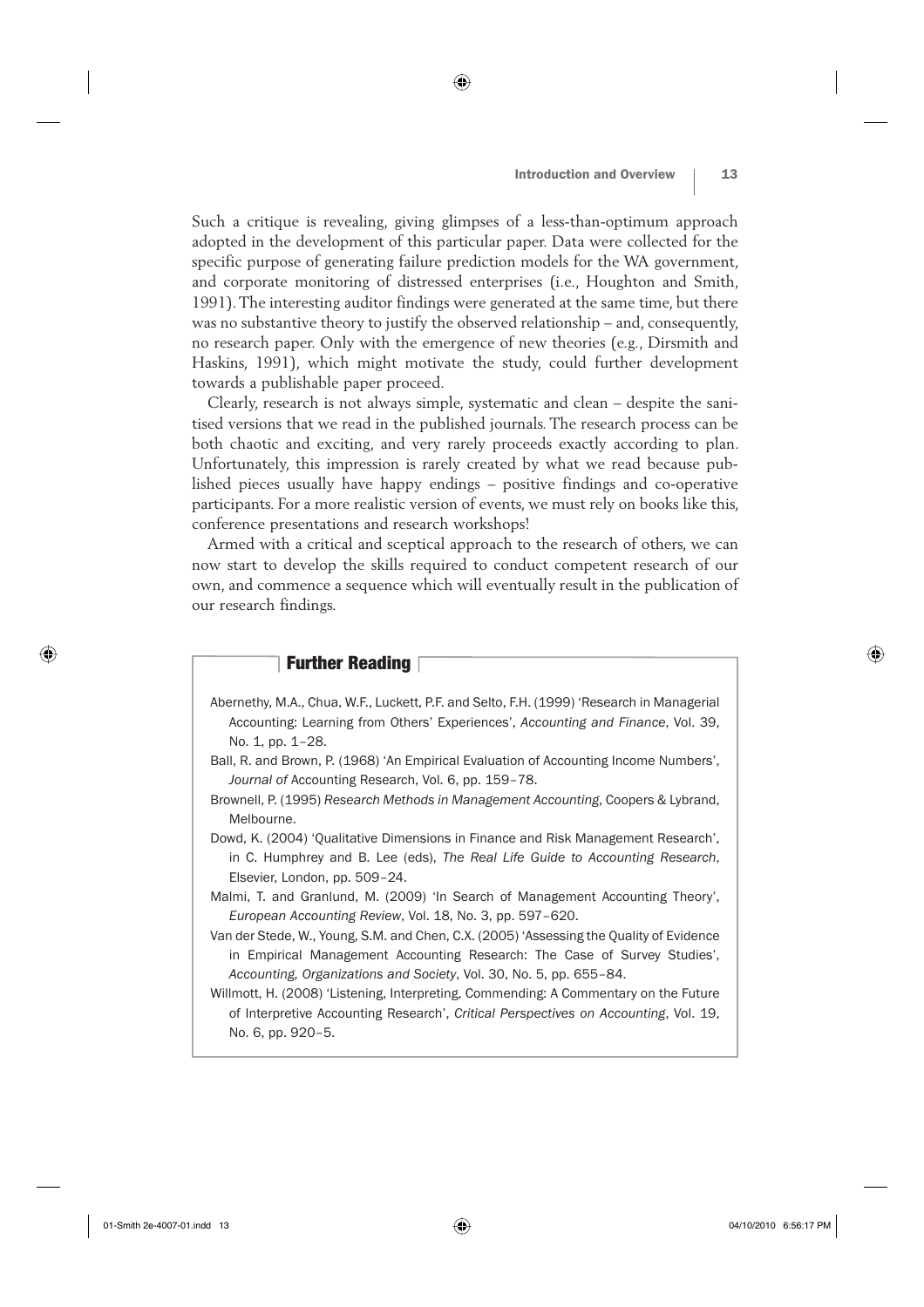Such a critique is revealing, giving glimpses of a less-than-optimum approach adopted in the development of this particular paper. Data were collected for the specific purpose of generating failure prediction models for the WA government, and corporate monitoring of distressed enterprises (i.e., Houghton and Smith, 1991). The interesting auditor findings were generated at the same time, but there was no substantive theory to justify the observed relationship – and, consequently, no research paper. Only with the emergence of new theories (e.g., Dirsmith and Haskins, 1991), which might motivate the study, could further development towards a publishable paper proceed.

Clearly, research is not always simple, systematic and clean – despite the sanitised versions that we read in the published journals. The research process can be both chaotic and exciting, and very rarely proceeds exactly according to plan. Unfortunately, this impression is rarely created by what we read because published pieces usually have happy endings – positive findings and co-operative participants. For a more realistic version of events, we must rely on books like this, conference presentations and research workshops!

Armed with a critical and sceptical approach to the research of others, we can now start to develop the skills required to conduct competent research of our own, and commence a sequence which will eventually result in the publication of our research findings.

## Further Reading

Abernethy, M.A., Chua, W.F., Luckett, P.F. and Selto, F.H. (1999) 'Research in Managerial Accounting: Learning from Others' Experiences', *Accounting and Finance*, Vol. 39, No. 1, pp. 1–28.

Ball, R. and Brown, P. (1968) 'An Empirical Evaluation of Accounting Income Numbers', *Journal of* Accounting Research, Vol. 6, pp. 159–78.

Brownell, P. (1995) *Research Methods in Management Accounting*, Coopers & Lybrand, Melbourne.

Dowd, K. (2004) 'Qualitative Dimensions in Finance and Risk Management Research', in C. Humphrey and B. Lee (eds), *The Real Life Guide to Accounting Research*, Elsevier, London, pp. 509–24.

Malmi, T. and Granlund, M. (2009) 'In Search of Management Accounting Theory', *European Accounting Review*, Vol. 18, No. 3, pp. 597–620.

Van der Stede, W., Young, S.M. and Chen, C.X. (2005) 'Assessing the Quality of Evidence in Empirical Management Accounting Research: The Case of Survey Studies', *Accounting, Organizations and Society*, Vol. 30, No. 5, pp. 655–84.

Willmott, H. (2008) 'Listening, Interpreting, Commending: A Commentary on the Future of Interpretive Accounting Research', *Critical Perspectives on Accounting*, Vol. 19, No. 6, pp. 920–5.